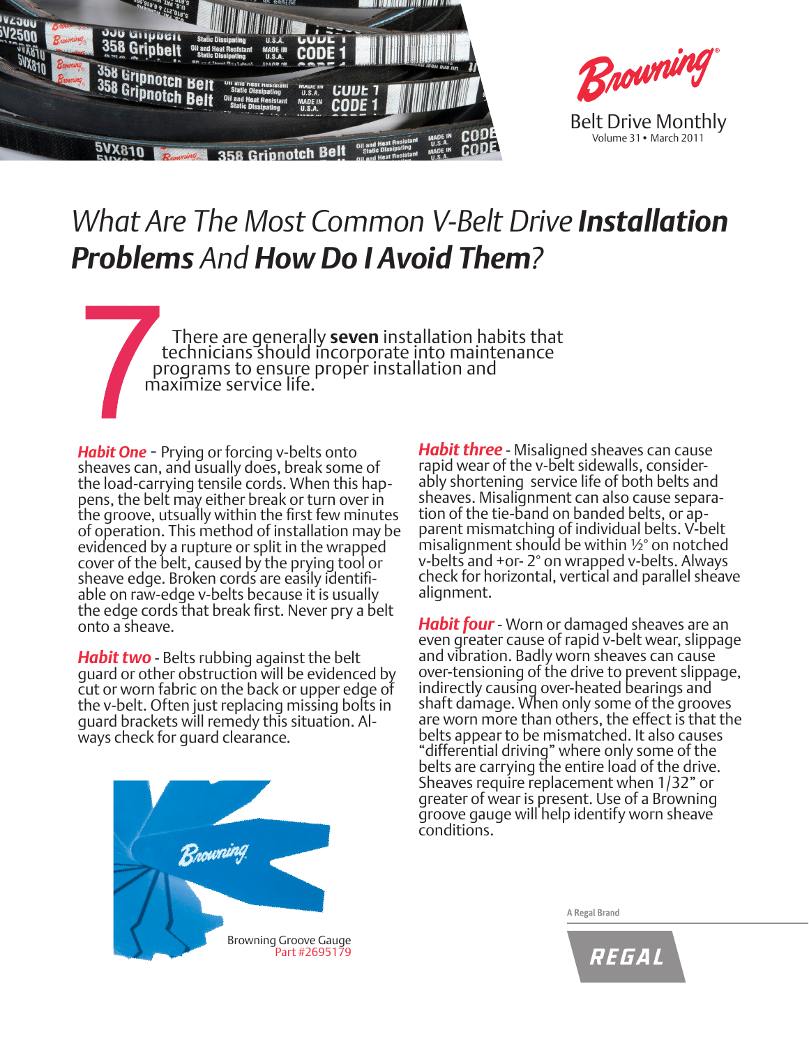Browning®

Belt Drive Monthly

Volume 31 • March 2011

# *What Are The Most Common V-Belt Drive* ***Installation Problems*** *And* ***How Do I Avoid Them****?*

7 There are generally **seven** installation habits that technicians should incorporate into maintenance programs to ensure proper installation and maximize service life.

***Habit One*** - Prying or forcing v-belts onto sheaves can, and usually does, break some of the load-carrying tensile cords. When this happens, the belt may either break or turn over in the groove, utsually within the first few minutes of operation. This method of installation may be evidenced by a rupture or split in the wrapped cover of the belt, caused by the prying tool or sheave edge. Broken cords are easily identifiable on raw-edge v-belts because it is usually the edge cords that break first. Never pry a belt onto a sheave.

***Habit two*** - Belts rubbing against the belt guard or other obstruction will be evidenced by cut or worn fabric on the back or upper edge of the v-belt. Often just replacing missing bolts in guard brackets will remedy this situation. Always check for guard clearance.

Browning Groove Gauge
Part #2695179

***Habit three*** - Misaligned sheaves can cause rapid wear of the v-belt sidewalls, considerably shortening service life of both belts and sheaves. Misalignment can also cause separation of the tie-band on banded belts, or apparent mismatching of individual belts. V-belt misalignment should be within ½° on notched v-belts and +or- 2° on wrapped v-belts. Always check for horizontal, vertical and parallel sheave alignment.

***Habit four*** - Worn or damaged sheaves are an even greater cause of rapid v-belt wear, slippage and vibration. Badly worn sheaves can cause over-tensioning of the drive to prevent slippage, indirectly causing over-heated bearings and shaft damage. When only some of the grooves are worn more than others, the effect is that the belts appear to be mismatched. It also causes "differential driving" where only some of the belts are carrying the entire load of the drive. Sheaves require replacement when 1/32" or greater of wear is present. Use of a Browning groove gauge will help identify worn sheave conditions.

A Regal Brand

REGAL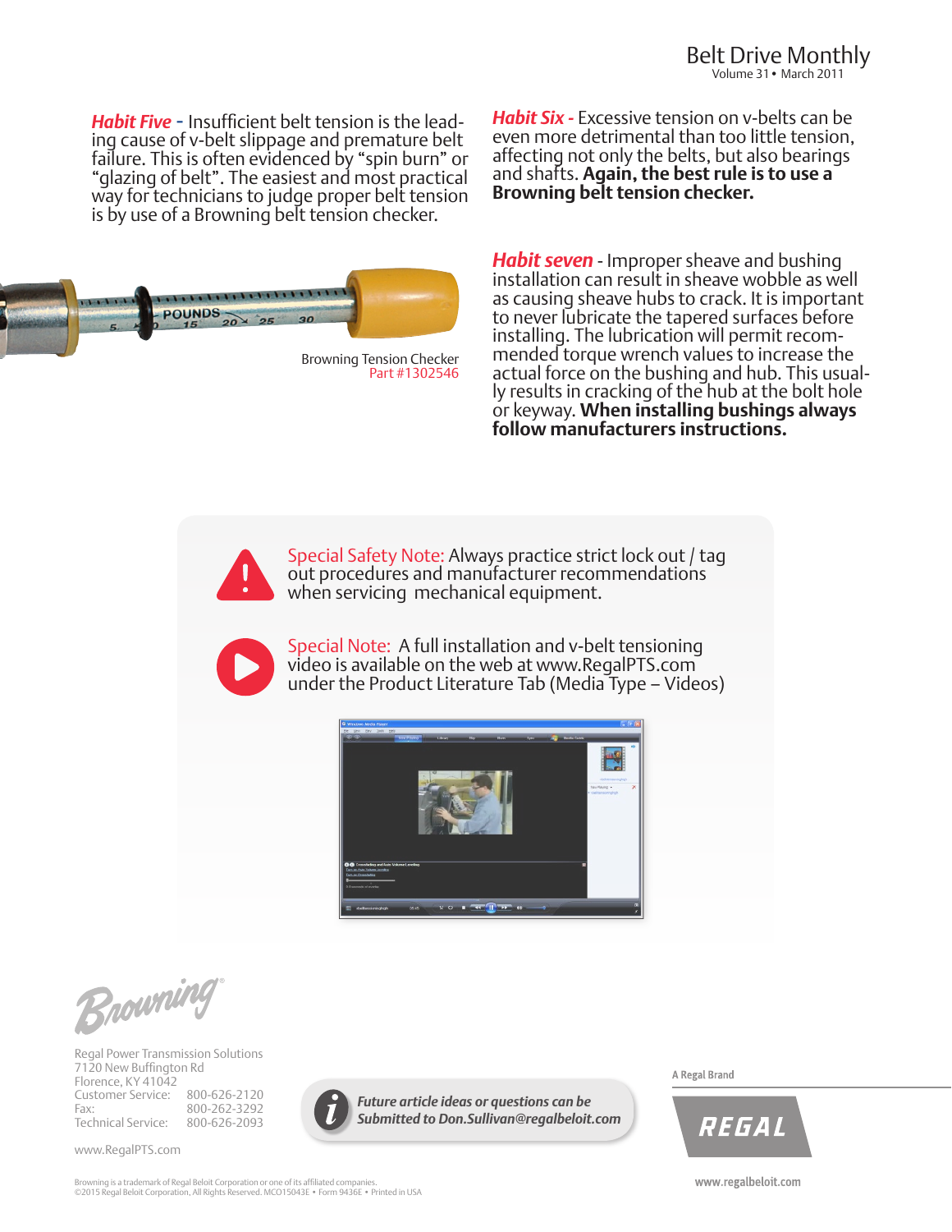***Habit Five*** - Insufficient belt tension is the leading cause of v-belt slippage and premature belt failure. This is often evidenced by "spin burn" or "glazing of belt". The easiest and most practical way for technicians to judge proper belt tension is by use of a Browning belt tension checker.

Browning Tension Checker
Part #1302546

***Habit Six*** - Excessive tension on v-belts can be even more detrimental than too little tension, affecting not only the belts, but also bearings and shafts. **Again, the best rule is to use a Browning belt tension checker.**

***Habit seven*** - Improper sheave and bushing installation can result in sheave wobble as well as causing sheave hubs to crack. It is important to never lubricate the tapered surfaces before installing. The lubrication will permit recommended torque wrench values to increase the actual force on the bushing and hub. This usually results in cracking of the hub at the bolt hole or keyway. **When installing bushings always follow manufacturers instructions.**

Special Safety Note: Always practice strict lock out / tag out procedures and manufacturer recommendations when servicing mechanical equipment.

Special Note: A full installation and v-belt tensioning video is available on the web at www.RegalPTS.com under the Product Literature Tab (Media Type – Videos)

Regal Power Transmission Solutions
7120 New Buffington Rd
Florence, KY 41042
Customer Service: 800-626-2120
Fax: 800-262-3292
Technical Service: 800-626-2093

www.RegalPTS.com

***Future article ideas or questions can be Submitted to Don.Sullivan@regalbeloit.com***

A Regal Brand

www.regalbeloit.com

Browning is a trademark of Regal Beloit Corporation or one of its affiliated companies.
©2015 Regal Beloit Corporation, All Rights Reserved. MCO15043E • Form 9436E • Printed in USA